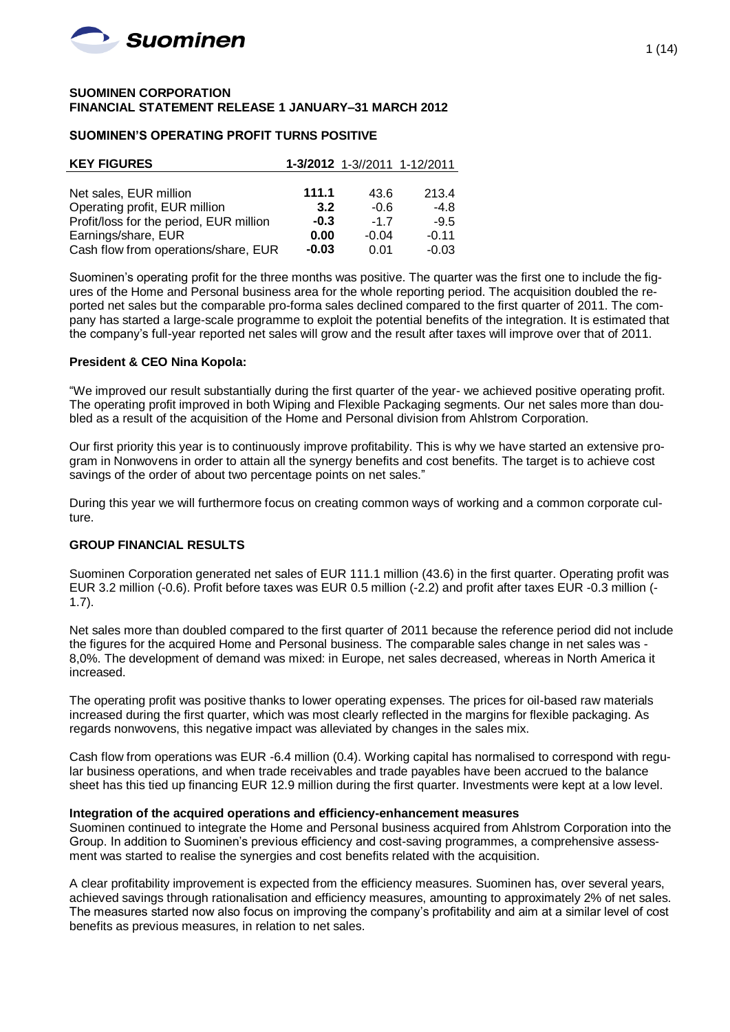# SUOMINEN CORPORATION
# FINANCIAL STATEMENT RELEASE 1 JANUARY–31 MARCH 2012

## SUOMINEN'S OPERATING PROFIT TURNS POSITIVE

| KEY FIGURES | 1-3/2012 | 1-3//2011 | 1-12/2011 |
|---|---|---|---|
| Net sales, EUR million | **111.1** | 43.6 | 213.4 |
| Operating profit, EUR million | **3.2** | -0.6 | -4.8 |
| Profit/loss for the period, EUR million | **-0.3** | -1.7 | -9.5 |
| Earnings/share, EUR | **0.00** | -0.04 | -0.11 |
| Cash flow from operations/share, EUR | **-0.03** | 0.01 | -0.03 |

Suominen's operating profit for the three months was positive. The quarter was the first one to include the figures of the Home and Personal business area for the whole reporting period. The acquisition doubled the reported net sales but the comparable pro-forma sales declined compared to the first quarter of 2011. The company has started a large-scale programme to exploit the potential benefits of the integration. It is estimated that the company's full-year reported net sales will grow and the result after taxes will improve over that of 2011.

**President & CEO Nina Kopola:**

"We improved our result substantially during the first quarter of the year- we achieved positive operating profit. The operating profit improved in both Wiping and Flexible Packaging segments. Our net sales more than doubled as a result of the acquisition of the Home and Personal division from Ahlstrom Corporation.

Our first priority this year is to continuously improve profitability. This is why we have started an extensive program in Nonwovens in order to attain all the synergy benefits and cost benefits. The target is to achieve cost savings of the order of about two percentage points on net sales."

During this year we will furthermore focus on creating common ways of working and a common corporate culture.

## GROUP FINANCIAL RESULTS

Suominen Corporation generated net sales of EUR 111.1 million (43.6) in the first quarter. Operating profit was EUR 3.2 million (-0.6). Profit before taxes was EUR 0.5 million (-2.2) and profit after taxes EUR -0.3 million (-1.7).

Net sales more than doubled compared to the first quarter of 2011 because the reference period did not include the figures for the acquired Home and Personal business. The comparable sales change in net sales was -8,0%. The development of demand was mixed: in Europe, net sales decreased, whereas in North America it increased.

The operating profit was positive thanks to lower operating expenses. The prices for oil-based raw materials increased during the first quarter, which was most clearly reflected in the margins for flexible packaging. As regards nonwovens, this negative impact was alleviated by changes in the sales mix.

Cash flow from operations was EUR -6.4 million (0.4). Working capital has normalised to correspond with regular business operations, and when trade receivables and trade payables have been accrued to the balance sheet has this tied up financing EUR 12.9 million during the first quarter. Investments were kept at a low level.

**Integration of the acquired operations and efficiency-enhancement measures**

Suominen continued to integrate the Home and Personal business acquired from Ahlstrom Corporation into the Group. In addition to Suominen's previous efficiency and cost-saving programmes, a comprehensive assessment was started to realise the synergies and cost benefits related with the acquisition.

A clear profitability improvement is expected from the efficiency measures. Suominen has, over several years, achieved savings through rationalisation and efficiency measures, amounting to approximately 2% of net sales. The measures started now also focus on improving the company's profitability and aim at a similar level of cost benefits as previous measures, in relation to net sales.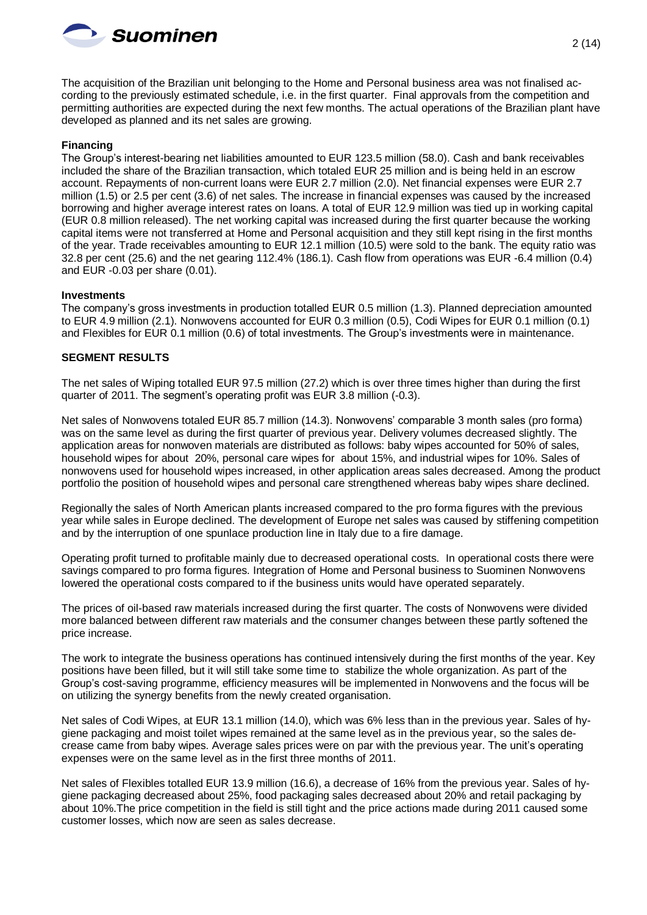The acquisition of the Brazilian unit belonging to the Home and Personal business area was not finalised according to the previously estimated schedule, i.e. in the first quarter. Final approvals from the competition and permitting authorities are expected during the next few months. The actual operations of the Brazilian plant have developed as planned and its net sales are growing.

**Financing**

The Group's interest-bearing net liabilities amounted to EUR 123.5 million (58.0). Cash and bank receivables included the share of the Brazilian transaction, which totaled EUR 25 million and is being held in an escrow account. Repayments of non-current loans were EUR 2.7 million (2.0). Net financial expenses were EUR 2.7 million (1.5) or 2.5 per cent (3.6) of net sales. The increase in financial expenses was caused by the increased borrowing and higher average interest rates on loans. A total of EUR 12.9 million was tied up in working capital (EUR 0.8 million released). The net working capital was increased during the first quarter because the working capital items were not transferred at Home and Personal acquisition and they still kept rising in the first months of the year. Trade receivables amounting to EUR 12.1 million (10.5) were sold to the bank. The equity ratio was 32.8 per cent (25.6) and the net gearing 112.4% (186.1). Cash flow from operations was EUR -6.4 million (0.4) and EUR -0.03 per share (0.01).

**Investments**

The company's gross investments in production totalled EUR 0.5 million (1.3). Planned depreciation amounted to EUR 4.9 million (2.1). Nonwovens accounted for EUR 0.3 million (0.5), Codi Wipes for EUR 0.1 million (0.1) and Flexibles for EUR 0.1 million (0.6) of total investments. The Group's investments were in maintenance.

**SEGMENT RESULTS**

The net sales of Wiping totalled EUR 97.5 million (27.2) which is over three times higher than during the first quarter of 2011. The segment's operating profit was EUR 3.8 million (-0.3).

Net sales of Nonwovens totaled EUR 85.7 million (14.3). Nonwovens' comparable 3 month sales (pro forma) was on the same level as during the first quarter of previous year. Delivery volumes decreased slightly. The application areas for nonwoven materials are distributed as follows: baby wipes accounted for 50% of sales, household wipes for about 20%, personal care wipes for about 15%, and industrial wipes for 10%. Sales of nonwovens used for household wipes increased, in other application areas sales decreased. Among the product portfolio the position of household wipes and personal care strengthened whereas baby wipes share declined.

Regionally the sales of North American plants increased compared to the pro forma figures with the previous year while sales in Europe declined. The development of Europe net sales was caused by stiffening competition and by the interruption of one spunlace production line in Italy due to a fire damage.

Operating profit turned to profitable mainly due to decreased operational costs. In operational costs there were savings compared to pro forma figures. Integration of Home and Personal business to Suominen Nonwovens lowered the operational costs compared to if the business units would have operated separately.

The prices of oil-based raw materials increased during the first quarter. The costs of Nonwovens were divided more balanced between different raw materials and the consumer changes between these partly softened the price increase.

The work to integrate the business operations has continued intensively during the first months of the year. Key positions have been filled, but it will still take some time to stabilize the whole organization. As part of the Group's cost-saving programme, efficiency measures will be implemented in Nonwovens and the focus will be on utilizing the synergy benefits from the newly created organisation.

Net sales of Codi Wipes, at EUR 13.1 million (14.0), which was 6% less than in the previous year. Sales of hygiene packaging and moist toilet wipes remained at the same level as in the previous year, so the sales decrease came from baby wipes. Average sales prices were on par with the previous year. The unit's operating expenses were on the same level as in the first three months of 2011.

Net sales of Flexibles totalled EUR 13.9 million (16.6), a decrease of 16% from the previous year. Sales of hygiene packaging decreased about 25%, food packaging sales decreased about 20% and retail packaging by about 10%.The price competition in the field is still tight and the price actions made during 2011 caused some customer losses, which now are seen as sales decrease.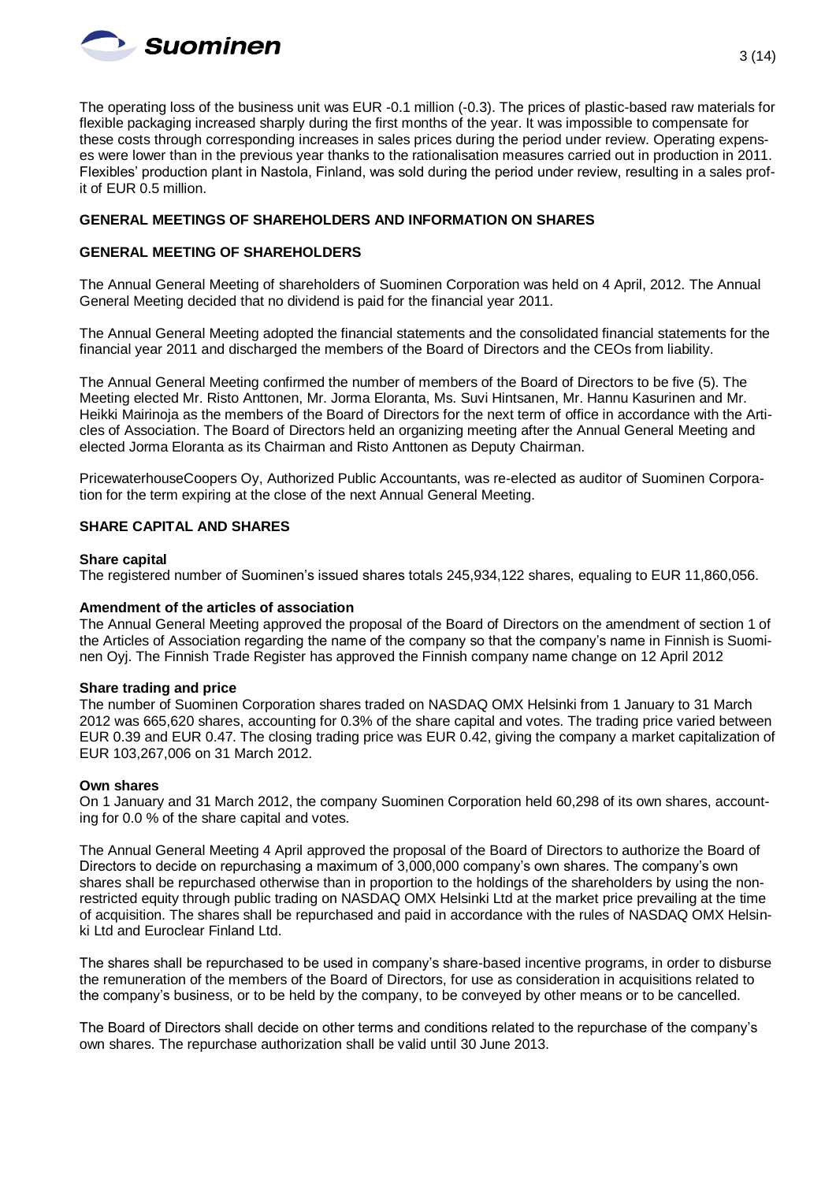The operating loss of the business unit was EUR -0.1 million (-0.3). The prices of plastic-based raw materials for flexible packaging increased sharply during the first months of the year. It was impossible to compensate for these costs through corresponding increases in sales prices during the period under review. Operating expenses were lower than in the previous year thanks to the rationalisation measures carried out in production in 2011. Flexibles' production plant in Nastola, Finland, was sold during the period under review, resulting in a sales profit of EUR 0.5 million.

## GENERAL MEETINGS OF SHAREHOLDERS AND INFORMATION ON SHARES

### GENERAL MEETING OF SHAREHOLDERS

The Annual General Meeting of shareholders of Suominen Corporation was held on 4 April, 2012. The Annual General Meeting decided that no dividend is paid for the financial year 2011.

The Annual General Meeting adopted the financial statements and the consolidated financial statements for the financial year 2011 and discharged the members of the Board of Directors and the CEOs from liability.

The Annual General Meeting confirmed the number of members of the Board of Directors to be five (5). The Meeting elected Mr. Risto Anttonen, Mr. Jorma Eloranta, Ms. Suvi Hintsanen, Mr. Hannu Kasurinen and Mr. Heikki Mairinoja as the members of the Board of Directors for the next term of office in accordance with the Articles of Association. The Board of Directors held an organizing meeting after the Annual General Meeting and elected Jorma Eloranta as its Chairman and Risto Anttonen as Deputy Chairman.

PricewaterhouseCoopers Oy, Authorized Public Accountants, was re-elected as auditor of Suominen Corporation for the term expiring at the close of the next Annual General Meeting.

### SHARE CAPITAL AND SHARES

**Share capital**

The registered number of Suominen's issued shares totals 245,934,122 shares, equaling to EUR 11,860,056.

**Amendment of the articles of association**

The Annual General Meeting approved the proposal of the Board of Directors on the amendment of section 1 of the Articles of Association regarding the name of the company so that the company's name in Finnish is Suominen Oyj. The Finnish Trade Register has approved the Finnish company name change on 12 April 2012

**Share trading and price**

The number of Suominen Corporation shares traded on NASDAQ OMX Helsinki from 1 January to 31 March 2012 was 665,620 shares, accounting for 0.3% of the share capital and votes. The trading price varied between EUR 0.39 and EUR 0.47. The closing trading price was EUR 0.42, giving the company a market capitalization of EUR 103,267,006 on 31 March 2012.

**Own shares**

On 1 January and 31 March 2012, the company Suominen Corporation held 60,298 of its own shares, accounting for 0.0 % of the share capital and votes.

The Annual General Meeting 4 April approved the proposal of the Board of Directors to authorize the Board of Directors to decide on repurchasing a maximum of 3,000,000 company's own shares. The company's own shares shall be repurchased otherwise than in proportion to the holdings of the shareholders by using the non-restricted equity through public trading on NASDAQ OMX Helsinki Ltd at the market price prevailing at the time of acquisition. The shares shall be repurchased and paid in accordance with the rules of NASDAQ OMX Helsinki Ltd and Euroclear Finland Ltd.

The shares shall be repurchased to be used in company's share-based incentive programs, in order to disburse the remuneration of the members of the Board of Directors, for use as consideration in acquisitions related to the company's business, or to be held by the company, to be conveyed by other means or to be cancelled.

The Board of Directors shall decide on other terms and conditions related to the repurchase of the company's own shares. The repurchase authorization shall be valid until 30 June 2013.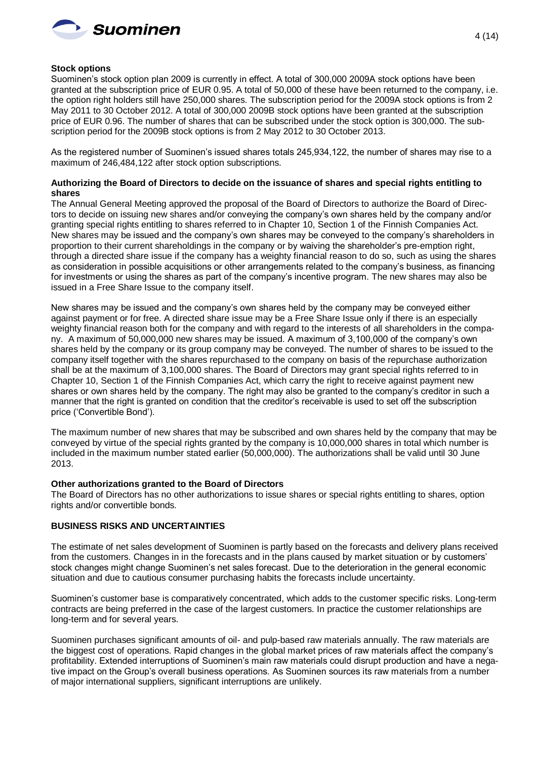### Stock options

Suominen's stock option plan 2009 is currently in effect. A total of 300,000 2009A stock options have been granted at the subscription price of EUR 0.95. A total of 50,000 of these have been returned to the company, i.e. the option right holders still have 250,000 shares. The subscription period for the 2009A stock options is from 2 May 2011 to 30 October 2012. A total of 300,000 2009B stock options have been granted at the subscription price of EUR 0.96. The number of shares that can be subscribed under the stock option is 300,000. The subscription period for the 2009B stock options is from 2 May 2012 to 30 October 2013.

As the registered number of Suominen's issued shares totals 245,934,122, the number of shares may rise to a maximum of 246,484,122 after stock option subscriptions.

### Authorizing the Board of Directors to decide on the issuance of shares and special rights entitling to shares

The Annual General Meeting approved the proposal of the Board of Directors to authorize the Board of Directors to decide on issuing new shares and/or conveying the company's own shares held by the company and/or granting special rights entitling to shares referred to in Chapter 10, Section 1 of the Finnish Companies Act. New shares may be issued and the company's own shares may be conveyed to the company's shareholders in proportion to their current shareholdings in the company or by waiving the shareholder's pre-emption right, through a directed share issue if the company has a weighty financial reason to do so, such as using the shares as consideration in possible acquisitions or other arrangements related to the company's business, as financing for investments or using the shares as part of the company's incentive program. The new shares may also be issued in a Free Share Issue to the company itself.

New shares may be issued and the company's own shares held by the company may be conveyed either against payment or for free. A directed share issue may be a Free Share Issue only if there is an especially weighty financial reason both for the company and with regard to the interests of all shareholders in the company. A maximum of 50,000,000 new shares may be issued. A maximum of 3,100,000 of the company's own shares held by the company or its group company may be conveyed. The number of shares to be issued to the company itself together with the shares repurchased to the company on basis of the repurchase authorization shall be at the maximum of 3,100,000 shares. The Board of Directors may grant special rights referred to in Chapter 10, Section 1 of the Finnish Companies Act, which carry the right to receive against payment new shares or own shares held by the company. The right may also be granted to the company's creditor in such a manner that the right is granted on condition that the creditor's receivable is used to set off the subscription price ('Convertible Bond').

The maximum number of new shares that may be subscribed and own shares held by the company that may be conveyed by virtue of the special rights granted by the company is 10,000,000 shares in total which number is included in the maximum number stated earlier (50,000,000). The authorizations shall be valid until 30 June 2013.

### Other authorizations granted to the Board of Directors

The Board of Directors has no other authorizations to issue shares or special rights entitling to shares, option rights and/or convertible bonds.

## BUSINESS RISKS AND UNCERTAINTIES

The estimate of net sales development of Suominen is partly based on the forecasts and delivery plans received from the customers. Changes in in the forecasts and in the plans caused by market situation or by customers' stock changes might change Suominen's net sales forecast. Due to the deterioration in the general economic situation and due to cautious consumer purchasing habits the forecasts include uncertainty.

Suominen's customer base is comparatively concentrated, which adds to the customer specific risks. Long-term contracts are being preferred in the case of the largest customers. In practice the customer relationships are long-term and for several years.

Suominen purchases significant amounts of oil- and pulp-based raw materials annually. The raw materials are the biggest cost of operations. Rapid changes in the global market prices of raw materials affect the company's profitability. Extended interruptions of Suominen's main raw materials could disrupt production and have a negative impact on the Group's overall business operations. As Suominen sources its raw materials from a number of major international suppliers, significant interruptions are unlikely.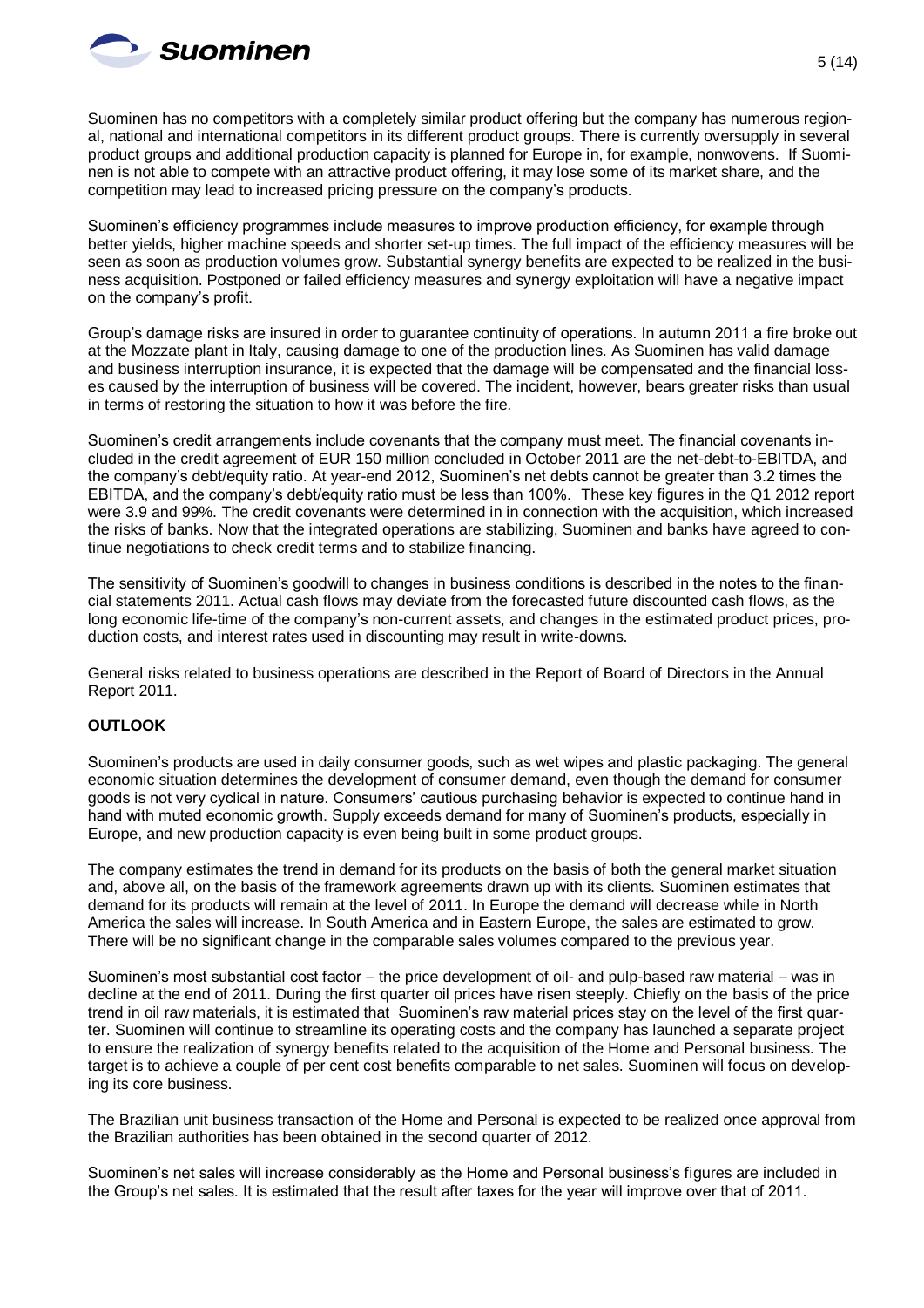Suominen has no competitors with a completely similar product offering but the company has numerous regional, national and international competitors in its different product groups. There is currently oversupply in several product groups and additional production capacity is planned for Europe in, for example, nonwovens. If Suominen is not able to compete with an attractive product offering, it may lose some of its market share, and the competition may lead to increased pricing pressure on the company's products.

Suominen's efficiency programmes include measures to improve production efficiency, for example through better yields, higher machine speeds and shorter set-up times. The full impact of the efficiency measures will be seen as soon as production volumes grow. Substantial synergy benefits are expected to be realized in the business acquisition. Postponed or failed efficiency measures and synergy exploitation will have a negative impact on the company's profit.

Group's damage risks are insured in order to guarantee continuity of operations. In autumn 2011 a fire broke out at the Mozzate plant in Italy, causing damage to one of the production lines. As Suominen has valid damage and business interruption insurance, it is expected that the damage will be compensated and the financial losses caused by the interruption of business will be covered. The incident, however, bears greater risks than usual in terms of restoring the situation to how it was before the fire.

Suominen's credit arrangements include covenants that the company must meet. The financial covenants included in the credit agreement of EUR 150 million concluded in October 2011 are the net-debt-to-EBITDA, and the company's debt/equity ratio. At year-end 2012, Suominen's net debts cannot be greater than 3.2 times the EBITDA, and the company's debt/equity ratio must be less than 100%. These key figures in the Q1 2012 report were 3.9 and 99%. The credit covenants were determined in in connection with the acquisition, which increased the risks of banks. Now that the integrated operations are stabilizing, Suominen and banks have agreed to continue negotiations to check credit terms and to stabilize financing.

The sensitivity of Suominen's goodwill to changes in business conditions is described in the notes to the financial statements 2011. Actual cash flows may deviate from the forecasted future discounted cash flows, as the long economic life-time of the company's non-current assets, and changes in the estimated product prices, production costs, and interest rates used in discounting may result in write-downs.

General risks related to business operations are described in the Report of Board of Directors in the Annual Report 2011.

## OUTLOOK

Suominen's products are used in daily consumer goods, such as wet wipes and plastic packaging. The general economic situation determines the development of consumer demand, even though the demand for consumer goods is not very cyclical in nature. Consumers' cautious purchasing behavior is expected to continue hand in hand with muted economic growth. Supply exceeds demand for many of Suominen's products, especially in Europe, and new production capacity is even being built in some product groups.

The company estimates the trend in demand for its products on the basis of both the general market situation and, above all, on the basis of the framework agreements drawn up with its clients. Suominen estimates that demand for its products will remain at the level of 2011. In Europe the demand will decrease while in North America the sales will increase. In South America and in Eastern Europe, the sales are estimated to grow. There will be no significant change in the comparable sales volumes compared to the previous year.

Suominen's most substantial cost factor – the price development of oil- and pulp-based raw material – was in decline at the end of 2011. During the first quarter oil prices have risen steeply. Chiefly on the basis of the price trend in oil raw materials, it is estimated that Suominen's raw material prices stay on the level of the first quarter. Suominen will continue to streamline its operating costs and the company has launched a separate project to ensure the realization of synergy benefits related to the acquisition of the Home and Personal business. The target is to achieve a couple of per cent cost benefits comparable to net sales. Suominen will focus on developing its core business.

The Brazilian unit business transaction of the Home and Personal is expected to be realized once approval from the Brazilian authorities has been obtained in the second quarter of 2012.

Suominen's net sales will increase considerably as the Home and Personal business's figures are included in the Group's net sales. It is estimated that the result after taxes for the year will improve over that of 2011.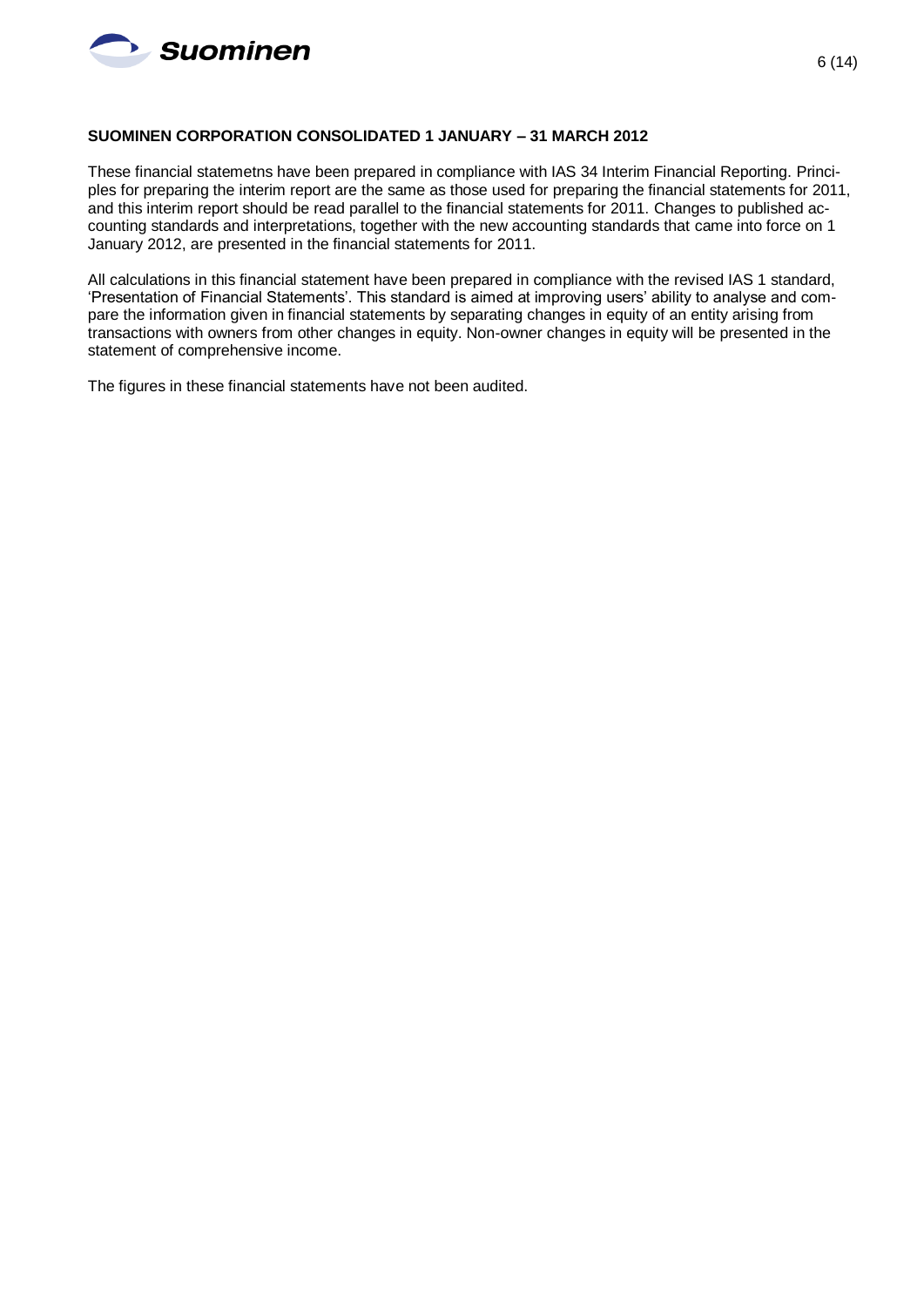**SUOMINEN CORPORATION CONSOLIDATED 1 JANUARY – 31 MARCH 2012**

These financial statemetns have been prepared in compliance with IAS 34 Interim Financial Reporting. Principles for preparing the interim report are the same as those used for preparing the financial statements for 2011, and this interim report should be read parallel to the financial statements for 2011. Changes to published accounting standards and interpretations, together with the new accounting standards that came into force on 1 January 2012, are presented in the financial statements for 2011.

All calculations in this financial statement have been prepared in compliance with the revised IAS 1 standard, 'Presentation of Financial Statements'. This standard is aimed at improving users' ability to analyse and compare the information given in financial statements by separating changes in equity of an entity arising from transactions with owners from other changes in equity. Non-owner changes in equity will be presented in the statement of comprehensive income.

The figures in these financial statements have not been audited.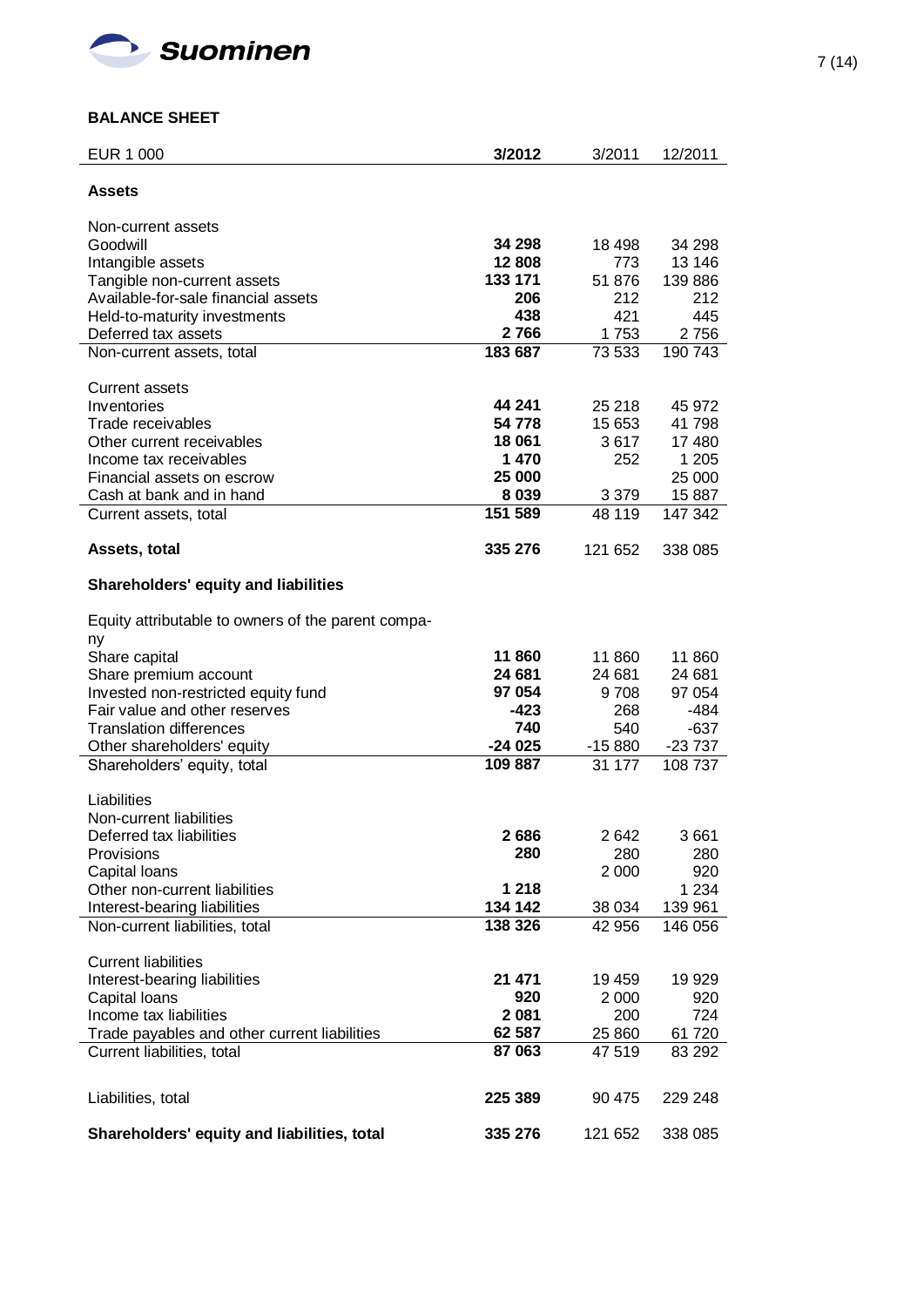## BALANCE SHEET

| EUR 1 000 | **3/2012** | 3/2011 | 12/2011 |
|---|---|---|---|
| **Assets** | | | |
| Non-current assets | | | |
| Goodwill | **34 298** | 18 498 | 34 298 |
| Intangible assets | **12 808** | 773 | 13 146 |
| Tangible non-current assets | **133 171** | 51 876 | 139 886 |
| Available-for-sale financial assets | **206** | 212 | 212 |
| Held-to-maturity investments | **438** | 421 | 445 |
| Deferred tax assets | **2 766** | 1 753 | 2 756 |
| Non-current assets, total | **183 687** | 73 533 | 190 743 |
| Current assets | | | |
| Inventories | **44 241** | 25 218 | 45 972 |
| Trade receivables | **54 778** | 15 653 | 41 798 |
| Other current receivables | **18 061** | 3 617 | 17 480 |
| Income tax receivables | **1 470** | 252 | 1 205 |
| Financial assets on escrow | **25 000** | | 25 000 |
| Cash at bank and in hand | **8 039** | 3 379 | 15 887 |
| Current assets, total | **151 589** | 48 119 | 147 342 |
| **Assets, total** | **335 276** | 121 652 | 338 085 |
| **Shareholders' equity and liabilities** | | | |
| Equity attributable to owners of the parent company | | | |
| Share capital | **11 860** | 11 860 | 11 860 |
| Share premium account | **24 681** | 24 681 | 24 681 |
| Invested non-restricted equity fund | **97 054** | 9 708 | 97 054 |
| Fair value and other reserves | **-423** | 268 | -484 |
| Translation differences | **740** | 540 | -637 |
| Other shareholders' equity | **-24 025** | -15 880 | -23 737 |
| Shareholders' equity, total | **109 887** | 31 177 | 108 737 |
| Liabilities | | | |
| Non-current liabilities | | | |
| Deferred tax liabilities | **2 686** | 2 642 | 3 661 |
| Provisions | **280** | 280 | 280 |
| Capital loans | | 2 000 | 920 |
| Other non-current liabilities | **1 218** | | 1 234 |
| Interest-bearing liabilities | **134 142** | 38 034 | 139 961 |
| Non-current liabilities, total | **138 326** | 42 956 | 146 056 |
| Current liabilities | | | |
| Interest-bearing liabilities | **21 471** | 19 459 | 19 929 |
| Capital loans | **920** | 2 000 | 920 |
| Income tax liabilities | **2 081** | 200 | 724 |
| Trade payables and other current liabilities | **62 587** | 25 860 | 61 720 |
| Current liabilities, total | **87 063** | 47 519 | 83 292 |
| Liabilities, total | **225 389** | 90 475 | 229 248 |
| **Shareholders' equity and liabilities, total** | **335 276** | 121 652 | 338 085 |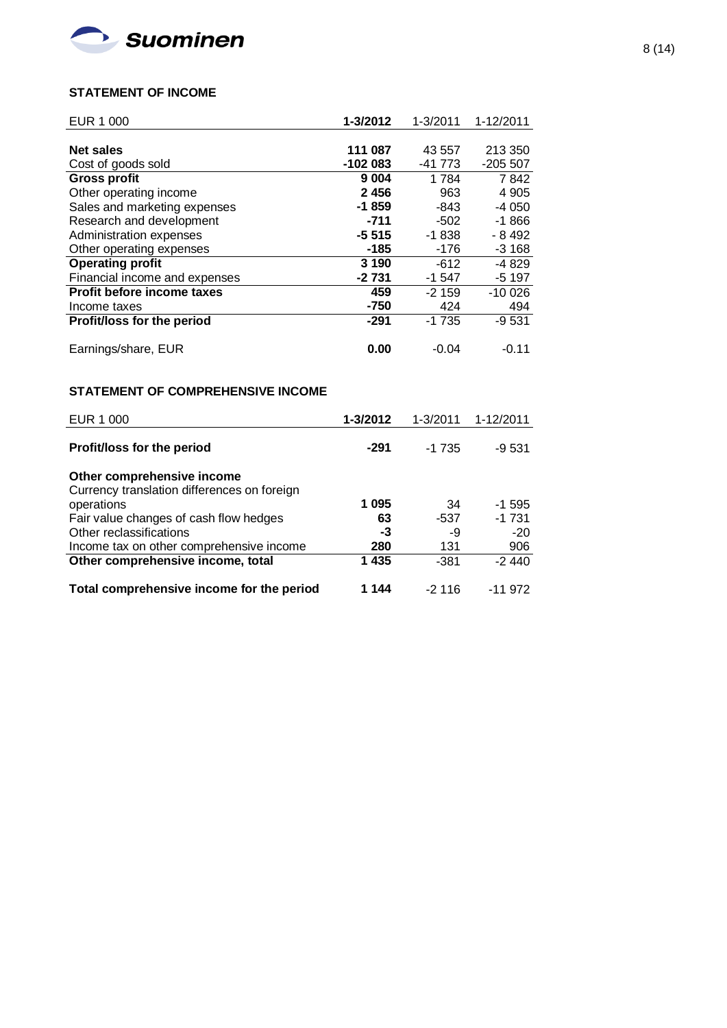### STATEMENT OF INCOME

| EUR 1 000 | **1-3/2012** | 1-3/2011 | 1-12/2011 |
|---|---|---|---|
| **Net sales** | **111 087** | 43 557 | 213 350 |
| Cost of goods sold | **-102 083** | -41 773 | -205 507 |
| **Gross profit** | **9 004** | 1 784 | 7 842 |
| Other operating income | **2 456** | 963 | 4 905 |
| Sales and marketing expenses | **-1 859** | -843 | -4 050 |
| Research and development | **-711** | -502 | -1 866 |
| Administration expenses | **-5 515** | -1 838 | - 8 492 |
| Other operating expenses | **-185** | -176 | -3 168 |
| **Operating profit** | **3 190** | -612 | -4 829 |
| Financial income and expenses | **-2 731** | -1 547 | -5 197 |
| **Profit before income taxes** | **459** | -2 159 | -10 026 |
| Income taxes | **-750** | 424 | 494 |
| **Profit/loss for the period** | **-291** | -1 735 | -9 531 |
| Earnings/share, EUR | **0.00** | -0.04 | -0.11 |

### STATEMENT OF COMPREHENSIVE INCOME

| EUR 1 000 | **1-3/2012** | 1-3/2011 | 1-12/2011 |
|---|---|---|---|
| **Profit/loss for the period** | **-291** | -1 735 | -9 531 |
| **Other comprehensive income** | | | |
| Currency translation differences on foreign operations | **1 095** | 34 | -1 595 |
| Fair value changes of cash flow hedges | **63** | -537 | -1 731 |
| Other reclassifications | **-3** | -9 | -20 |
| Income tax on other comprehensive income | **280** | 131 | 906 |
| **Other comprehensive income, total** | **1 435** | -381 | -2 440 |
| **Total comprehensive income for the period** | **1 144** | -2 116 | -11 972 |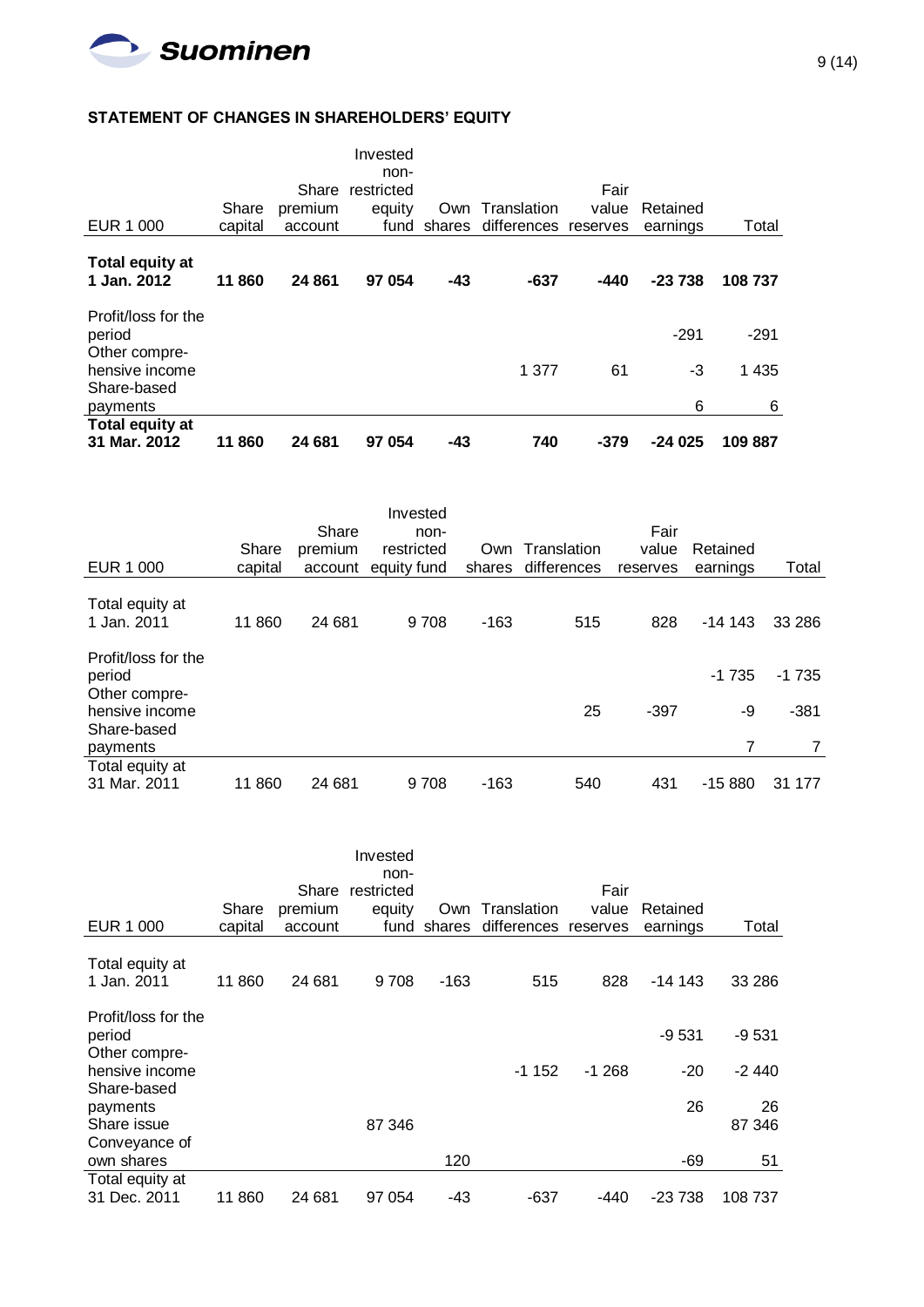## STATEMENT OF CHANGES IN SHAREHOLDERS' EQUITY

| EUR 1 000 | Share capital | Share premium account | Invested non-restricted equity fund | Own shares | Translation differences | Fair value reserves | Retained earnings | Total |
|---|---|---|---|---|---|---|---|---|
| **Total equity at 1 Jan. 2012** | **11 860** | **24 861** | **97 054** | **-43** | **-637** | **-440** | **-23 738** | **108 737** |
| Profit/loss for the period | | | | | | | -291 | -291 |
| Other comprehensive income | | | | | 1 377 | 61 | -3 | 1 435 |
| Share-based payments | | | | | | | 6 | 6 |
| **Total equity at 31 Mar. 2012** | **11 860** | **24 681** | **97 054** | **-43** | **740** | **-379** | **-24 025** | **109 887** |

| EUR 1 000 | Share capital | Share premium account | Invested non-restricted equity fund | Own shares | Translation differences | Fair value reserves | Retained earnings | Total |
|---|---|---|---|---|---|---|---|---|
| Total equity at 1 Jan. 2011 | 11 860 | 24 681 | 9 708 | -163 | 515 | 828 | -14 143 | 33 286 |
| Profit/loss for the period | | | | | | | -1 735 | -1 735 |
| Other comprehensive income | | | | | 25 | -397 | -9 | -381 |
| Share-based payments | | | | | | | 7 | 7 |
| Total equity at 31 Mar. 2011 | 11 860 | 24 681 | 9 708 | -163 | 540 | 431 | -15 880 | 31 177 |

| EUR 1 000 | Share capital | Share premium account | Invested non-restricted equity fund | Own shares | Translation differences | Fair value reserves | Retained earnings | Total |
|---|---|---|---|---|---|---|---|---|
| Total equity at 1 Jan. 2011 | 11 860 | 24 681 | 9 708 | -163 | 515 | 828 | -14 143 | 33 286 |
| Profit/loss for the period | | | | | | | -9 531 | -9 531 |
| Other comprehensive income | | | | | -1 152 | -1 268 | -20 | -2 440 |
| Share-based payments | | | | | | | 26 | 26 |
| Share issue | | | 87 346 | | | | | 87 346 |
| Conveyance of own shares | | | | 120 | | | -69 | 51 |
| Total equity at 31 Dec. 2011 | 11 860 | 24 681 | 97 054 | -43 | -637 | -440 | -23 738 | 108 737 |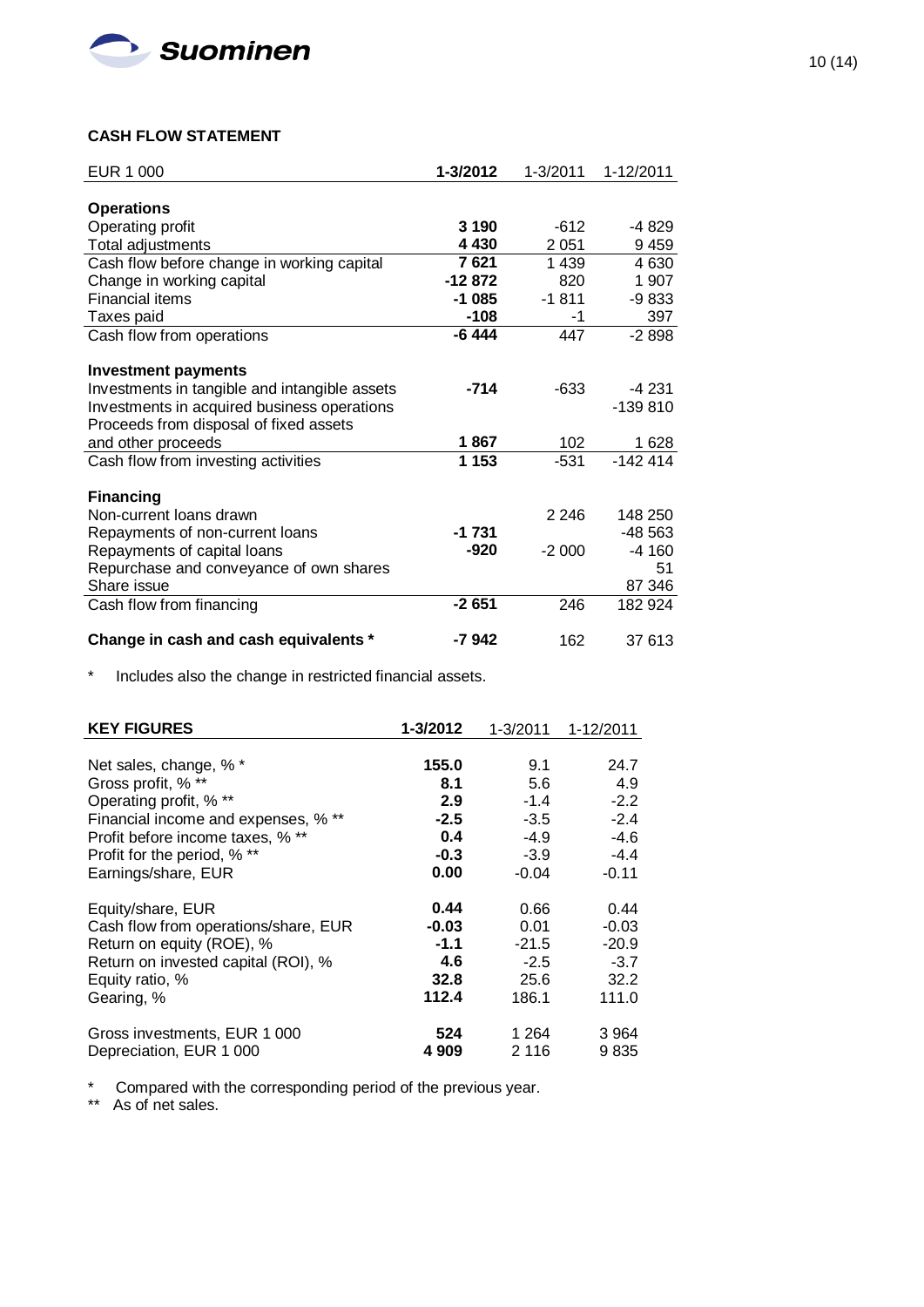## CASH FLOW STATEMENT

| EUR 1 000 | **1-3/2012** | 1-3/2011 | 1-12/2011 |
|---|---|---|---|
| **Operations** | | | |
| Operating profit | **3 190** | -612 | -4 829 |
| Total adjustments | **4 430** | 2 051 | 9 459 |
| Cash flow before change in working capital | **7 621** | 1 439 | 4 630 |
| Change in working capital | **-12 872** | 820 | 1 907 |
| Financial items | **-1 085** | -1 811 | -9 833 |
| Taxes paid | **-108** | -1 | 397 |
| Cash flow from operations | **-6 444** | 447 | -2 898 |
| **Investment payments** | | | |
| Investments in tangible and intangible assets | **-714** | -633 | -4 231 |
| Investments in acquired business operations | | | -139 810 |
| Proceeds from disposal of fixed assets and other proceeds | **1 867** | 102 | 1 628 |
| Cash flow from investing activities | **1 153** | -531 | -142 414 |
| **Financing** | | | |
| Non-current loans drawn | | 2 246 | 148 250 |
| Repayments of non-current loans | **-1 731** | | -48 563 |
| Repayments of capital loans | **-920** | -2 000 | -4 160 |
| Repurchase and conveyance of own shares | | | 51 |
| Share issue | | | 87 346 |
| Cash flow from financing | **-2 651** | 246 | 182 924 |
| **Change in cash and cash equivalents *** | **-7 942** | 162 | 37 613 |

\* Includes also the change in restricted financial assets.

| **KEY FIGURES** | **1-3/2012** | 1-3/2011 | 1-12/2011 |
|---|---|---|---|
| Net sales, change, % * | **155.0** | 9.1 | 24.7 |
| Gross profit, % ** | **8.1** | 5.6 | 4.9 |
| Operating profit, % ** | **2.9** | -1.4 | -2.2 |
| Financial income and expenses, % ** | **-2.5** | -3.5 | -2.4 |
| Profit before income taxes, % ** | **0.4** | -4.9 | -4.6 |
| Profit for the period, % ** | **-0.3** | -3.9 | -4.4 |
| Earnings/share, EUR | **0.00** | -0.04 | -0.11 |
| Equity/share, EUR | **0.44** | 0.66 | 0.44 |
| Cash flow from operations/share, EUR | **-0.03** | 0.01 | -0.03 |
| Return on equity (ROE), % | **-1.1** | -21.5 | -20.9 |
| Return on invested capital (ROI), % | **4.6** | -2.5 | -3.7 |
| Equity ratio, % | **32.8** | 25.6 | 32.2 |
| Gearing, % | **112.4** | 186.1 | 111.0 |
| Gross investments, EUR 1 000 | **524** | 1 264 | 3 964 |
| Depreciation, EUR 1 000 | **4 909** | 2 116 | 9 835 |

\* Compared with the corresponding period of the previous year.
\** As of net sales.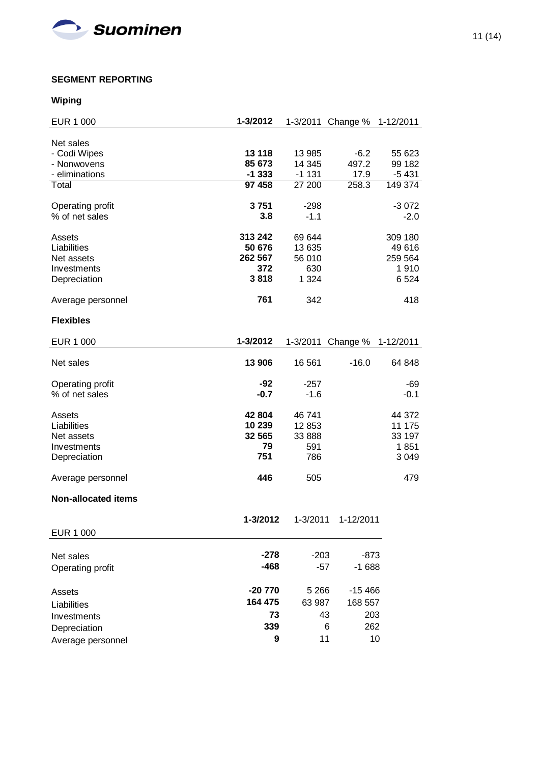## SEGMENT REPORTING

### Wiping

| EUR 1 000 | 1-3/2012 | 1-3/2011 | Change % | 1-12/2011 |
|---|---|---|---|---|
| Net sales | | | | |
| - Codi Wipes | **13 118** | 13 985 | -6.2 | 55 623 |
| - Nonwovens | **85 673** | 14 345 | 497.2 | 99 182 |
| - eliminations | **-1 333** | -1 131 | 17.9 | -5 431 |
| Total | **97 458** | 27 200 | 258.3 | 149 374 |
| Operating profit | **3 751** | -298 | | -3 072 |
| % of net sales | **3.8** | -1.1 | | -2.0 |
| Assets | **313 242** | 69 644 | | 309 180 |
| Liabilities | **50 676** | 13 635 | | 49 616 |
| Net assets | **262 567** | 56 010 | | 259 564 |
| Investments | **372** | 630 | | 1 910 |
| Depreciation | **3 818** | 1 324 | | 6 524 |
| Average personnel | **761** | 342 | | 418 |

### Flexibles

| EUR 1 000 | 1-3/2012 | 1-3/2011 | Change % | 1-12/2011 |
|---|---|---|---|---|
| Net sales | **13 906** | 16 561 | -16.0 | 64 848 |
| Operating profit | **-92** | -257 | | -69 |
| % of net sales | **-0.7** | -1.6 | | -0.1 |
| Assets | **42 804** | 46 741 | | 44 372 |
| Liabilities | **10 239** | 12 853 | | 11 175 |
| Net assets | **32 565** | 33 888 | | 33 197 |
| Investments | **79** | 591 | | 1 851 |
| Depreciation | **751** | 786 | | 3 049 |
| Average personnel | **446** | 505 | | 479 |

### Non-allocated items

| EUR 1 000 | 1-3/2012 | 1-3/2011 | 1-12/2011 |
|---|---|---|---|
| Net sales | **-278** | -203 | -873 |
| Operating profit | **-468** | -57 | -1 688 |
| Assets | **-20 770** | 5 266 | -15 466 |
| Liabilities | **164 475** | 63 987 | 168 557 |
| Investments | **73** | 43 | 203 |
| Depreciation | **339** | 6 | 262 |
| Average personnel | **9** | 11 | 10 |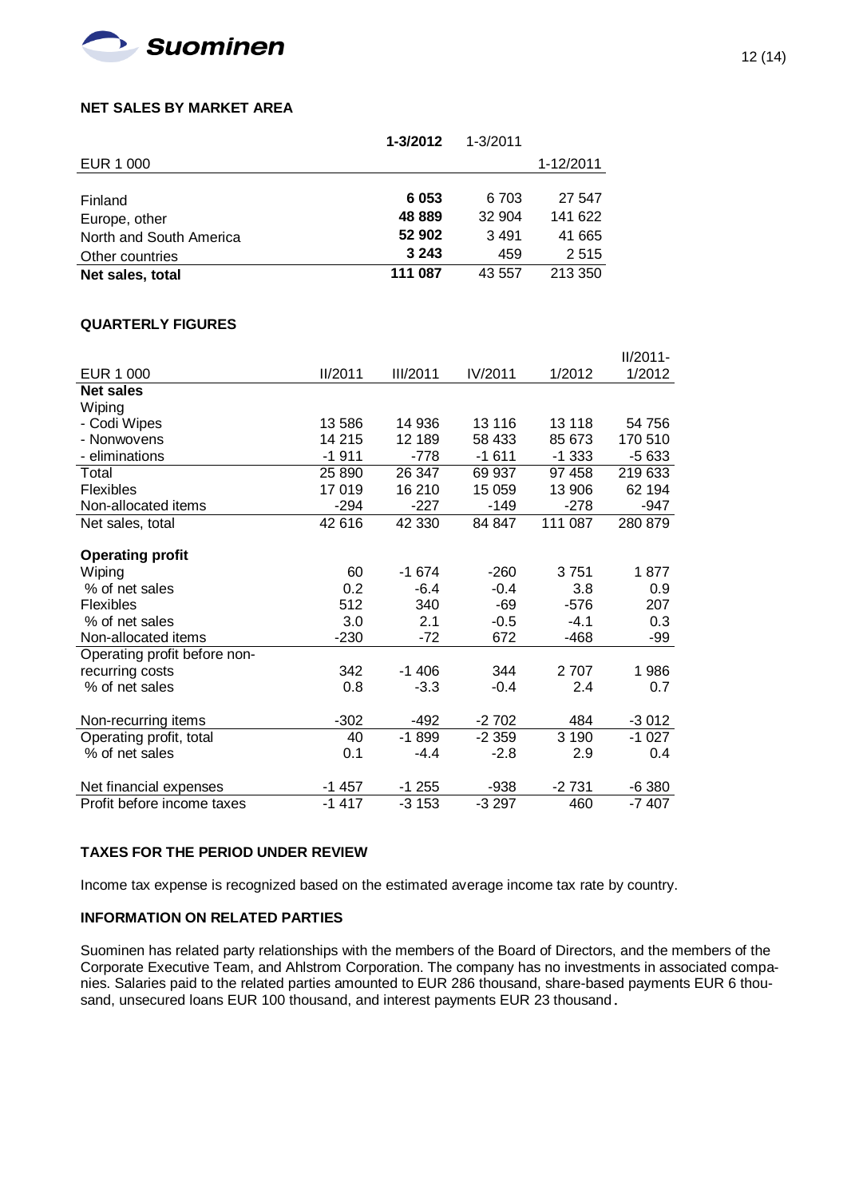### NET SALES BY MARKET AREA

| EUR 1 000 | 1-3/2012 | 1-3/2011 | 1-12/2011 |
|---|---|---|---|
| Finland | **6 053** | 6 703 | 27 547 |
| Europe, other | **48 889** | 32 904 | 141 622 |
| North and South America | **52 902** | 3 491 | 41 665 |
| Other countries | **3 243** | 459 | 2 515 |
| **Net sales, total** | **111 087** | 43 557 | 213 350 |

### QUARTERLY FIGURES

| EUR 1 000 | II/2011 | III/2011 | IV/2011 | 1/2012 | II/2011-1/2012 |
|---|---|---|---|---|---|
| **Net sales** | | | | | |
| Wiping | | | | | |
| - Codi Wipes | 13 586 | 14 936 | 13 116 | 13 118 | 54 756 |
| - Nonwovens | 14 215 | 12 189 | 58 433 | 85 673 | 170 510 |
| - eliminations | -1 911 | -778 | -1 611 | -1 333 | -5 633 |
| Total | 25 890 | 26 347 | 69 937 | 97 458 | 219 633 |
| Flexibles | 17 019 | 16 210 | 15 059 | 13 906 | 62 194 |
| Non-allocated items | -294 | -227 | -149 | -278 | -947 |
| Net sales, total | 42 616 | 42 330 | 84 847 | 111 087 | 280 879 |
| | | | | | |
| **Operating profit** | | | | | |
| Wiping | 60 | -1 674 | -260 | 3 751 | 1 877 |
| % of net sales | 0.2 | -6.4 | -0.4 | 3.8 | 0.9 |
| Flexibles | 512 | 340 | -69 | -576 | 207 |
| % of net sales | 3.0 | 2.1 | -0.5 | -4.1 | 0.3 |
| Non-allocated items | -230 | -72 | 672 | -468 | -99 |
| Operating profit before non-recurring costs | 342 | -1 406 | 344 | 2 707 | 1 986 |
| % of net sales | 0.8 | -3.3 | -0.4 | 2.4 | 0.7 |
| | | | | | |
| Non-recurring items | -302 | -492 | -2 702 | 484 | -3 012 |
| Operating profit, total | 40 | -1 899 | -2 359 | 3 190 | -1 027 |
| % of net sales | 0.1 | -4.4 | -2.8 | 2.9 | 0.4 |
| | | | | | |
| Net financial expenses | -1 457 | -1 255 | -938 | -2 731 | -6 380 |
| Profit before income taxes | -1 417 | -3 153 | -3 297 | 460 | -7 407 |

### TAXES FOR THE PERIOD UNDER REVIEW

Income tax expense is recognized based on the estimated average income tax rate by country.

### INFORMATION ON RELATED PARTIES

Suominen has related party relationships with the members of the Board of Directors, and the members of the Corporate Executive Team, and Ahlstrom Corporation. The company has no investments in associated companies. Salaries paid to the related parties amounted to EUR 286 thousand, share-based payments EUR 6 thousand, unsecured loans EUR 100 thousand, and interest payments EUR 23 thousand.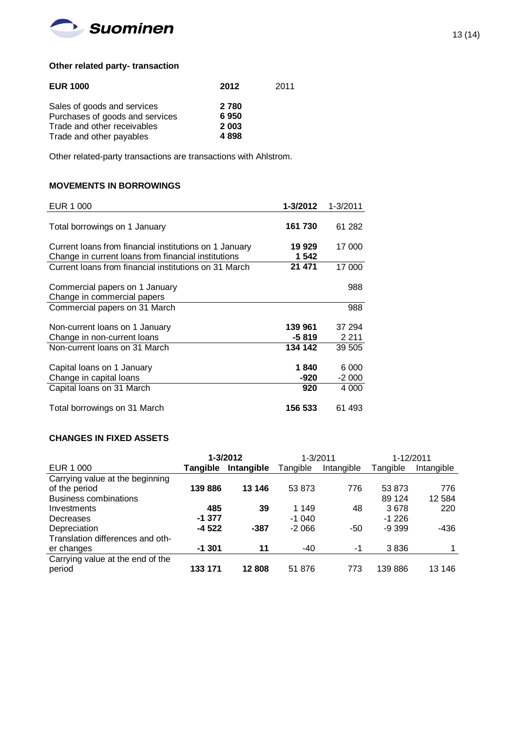### Other related party- transaction

| EUR 1000 | 2012 | 2011 |
|---|---|---|
| Sales of goods and services | **2 780** | |
| Purchases of goods and services | **6 950** | |
| Trade and other receivables | **2 003** | |
| Trade and other payables | **4 898** | |

Other related-party transactions are transactions with Ahlstrom.

### MOVEMENTS IN BORROWINGS

| EUR 1 000 | 1-3/2012 | 1-3/2011 |
|---|---|---|
| Total borrowings on 1 January | **161 730** | 61 282 |
| Current loans from financial institutions on 1 January | **19 929** | 17 000 |
| Change in current loans from financial institutions | **1 542** | |
| Current loans from financial institutions on 31 March | **21 471** | 17 000 |
| Commercial papers on 1 January | | 988 |
| Change in commercial papers | | |
| Commercial papers on 31 March | | 988 |
| Non-current loans on 1 January | **139 961** | 37 294 |
| Change in non-current loans | **-5 819** | 2 211 |
| Non-current loans on 31 March | **134 142** | 39 505 |
| Capital loans on 1 January | **1 840** | 6 000 |
| Change in capital loans | **-920** | -2 000 |
| Capital loans on 31 March | **920** | 4 000 |
| Total borrowings on 31 March | **156 533** | 61 493 |

### CHANGES IN FIXED ASSETS

| | 1-3/2012 | | 1-3/2011 | | 1-12/2011 | |
|---|---|---|---|---|---|---|
| EUR 1 000 | **Tangible** | **Intangible** | Tangible | Intangible | Tangible | Intangible |
| Carrying value at the beginning of the period | **139 886** | **13 146** | 53 873 | 776 | 53 873 | 776 |
| Business combinations | | | | | 89 124 | 12 584 |
| Investments | **485** | **39** | 1 149 | 48 | 3 678 | 220 |
| Decreases | **-1 377** | | -1 040 | | -1 226 | |
| Depreciation | **-4 522** | **-387** | -2 066 | -50 | -9 399 | -436 |
| Translation differences and other changes | **-1 301** | **11** | -40 | -1 | 3 836 | 1 |
| Carrying value at the end of the period | **133 171** | **12 808** | 51 876 | 773 | 139 886 | 13 146 |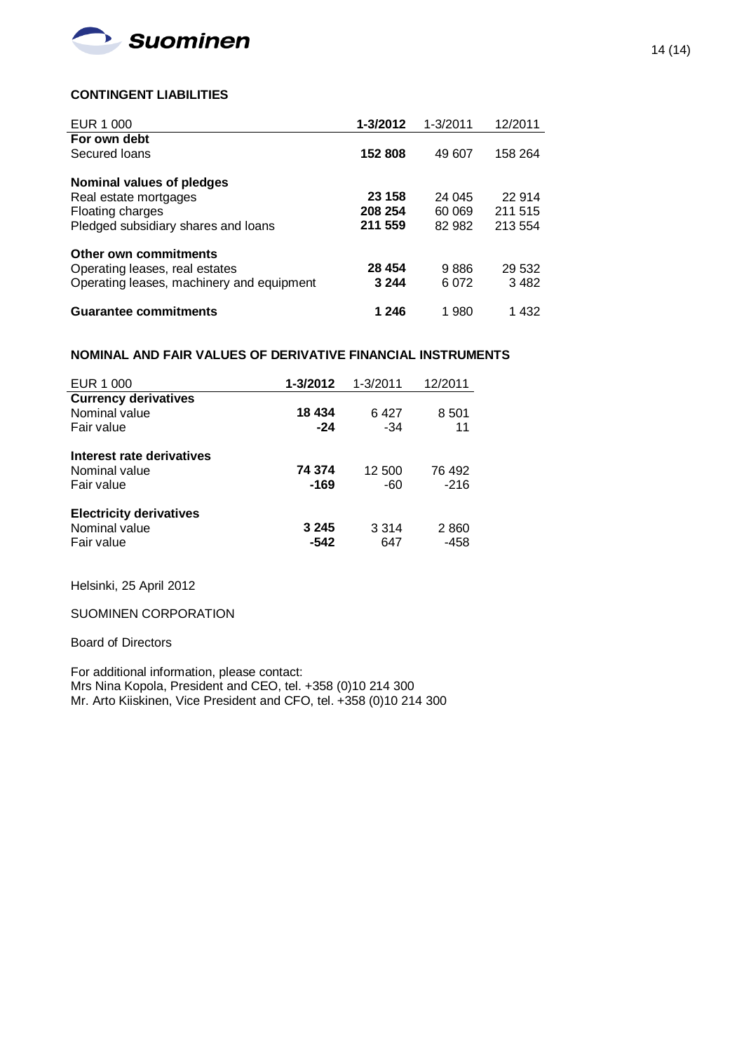### CONTINGENT LIABILITIES

| EUR 1 000 | 1-3/2012 | 1-3/2011 | 12/2011 |
|---|---|---|---|
| **For own debt** | | | |
| Secured loans | **152 808** | 49 607 | 158 264 |
| | | | |
| **Nominal values of pledges** | | | |
| Real estate mortgages | **23 158** | 24 045 | 22 914 |
| Floating charges | **208 254** | 60 069 | 211 515 |
| Pledged subsidiary shares and loans | **211 559** | 82 982 | 213 554 |
| | | | |
| **Other own commitments** | | | |
| Operating leases, real estates | **28 454** | 9 886 | 29 532 |
| Operating leases, machinery and equipment | **3 244** | 6 072 | 3 482 |
| | | | |
| **Guarantee commitments** | **1 246** | 1 980 | 1 432 |

### NOMINAL AND FAIR VALUES OF DERIVATIVE FINANCIAL INSTRUMENTS

| EUR 1 000 | 1-3/2012 | 1-3/2011 | 12/2011 |
|---|---|---|---|
| **Currency derivatives** | | | |
| Nominal value | **18 434** | 6 427 | 8 501 |
| Fair value | **-24** | -34 | 11 |
| | | | |
| **Interest rate derivatives** | | | |
| Nominal value | **74 374** | 12 500 | 76 492 |
| Fair value | **-169** | -60 | -216 |
| | | | |
| **Electricity derivatives** | | | |
| Nominal value | **3 245** | 3 314 | 2 860 |
| Fair value | **-542** | 647 | -458 |

Helsinki, 25 April 2012

SUOMINEN CORPORATION

Board of Directors

For additional information, please contact:
Mrs Nina Kopola, President and CEO, tel. +358 (0)10 214 300
Mr. Arto Kiiskinen, Vice President and CFO, tel. +358 (0)10 214 300